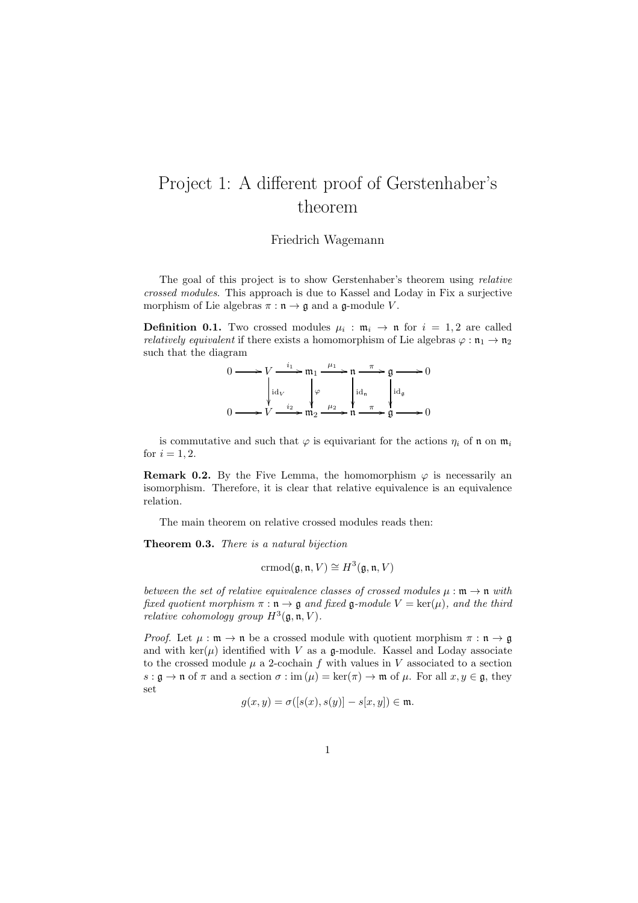# Project 1: A different proof of Gerstenhaber's theorem

Friedrich Wagemann

The goal of this project is to show Gerstenhaber's theorem using *relative crossed modules*. This approach is due to Kassel and Loday in Fix a surjective morphism of Lie algebras $\pi : \mathfrak{n} \to \mathfrak{g}$ and a $\mathfrak{g}$-module $V$.

**Definition 0.1.** Two crossed modules $\mu_i : \mathfrak{m}_i \to \mathfrak{n}$ for $i = 1, 2$ are called *relatively equivalent* if there exists a homomorphism of Lie algebras $\varphi : \mathfrak{n}_1 \to \mathfrak{n}_2$ such that the diagram

$$\begin{array}{ccccccccccc}
0 & \longrightarrow & V & \xrightarrow{i_1} & \mathfrak{m}_1 & \xrightarrow{\mu_1} & \mathfrak{n} & \xrightarrow{\pi} & \mathfrak{g} & \longrightarrow & 0 \\
 & & \Big\downarrow{\scriptstyle \mathrm{id}_V} & & \Big\downarrow{\scriptstyle \varphi} & & \Big\downarrow{\scriptstyle \mathrm{id}_\mathfrak{n}} & & \Big\downarrow{\scriptstyle \mathrm{id}_\mathfrak{g}} & & \\
0 & \longrightarrow & V & \xrightarrow{i_2} & \mathfrak{m}_2 & \xrightarrow{\mu_2} & \mathfrak{n} & \xrightarrow{\pi} & \mathfrak{g} & \longrightarrow & 0
\end{array}$$

is commutative and such that $\varphi$ is equivariant for the actions $\eta_i$ of $\mathfrak{n}$ on $\mathfrak{m}_i$ for $i = 1, 2$.

**Remark 0.2.** By the Five Lemma, the homomorphism $\varphi$ is necessarily an isomorphism. Therefore, it is clear that relative equivalence is an equivalence relation.

The main theorem on relative crossed modules reads then:

**Theorem 0.3.** *There is a natural bijection*

$$\mathrm{crmod}(\mathfrak{g}, \mathfrak{n}, V) \cong H^3(\mathfrak{g}, \mathfrak{n}, V)$$

*between the set of relative equivalence classes of crossed modules $\mu : \mathfrak{m} \to \mathfrak{n}$ with fixed quotient morphism $\pi : \mathfrak{n} \to \mathfrak{g}$ and fixed $\mathfrak{g}$-module $V = \ker(\mu)$, and the third relative cohomology group $H^3(\mathfrak{g}, \mathfrak{n}, V)$.*

*Proof.* Let $\mu : \mathfrak{m} \to \mathfrak{n}$ be a crossed module with quotient morphism $\pi : \mathfrak{n} \to \mathfrak{g}$ and with $\ker(\mu)$ identified with $V$ as a $\mathfrak{g}$-module. Kassel and Loday associate to the crossed module $\mu$ a 2-cochain $f$ with values in $V$ associated to a section $s : \mathfrak{g} \to \mathfrak{n}$ of $\pi$ and a section $\sigma : \mathrm{im}\,(\mu) = \ker(\pi) \to \mathfrak{m}$ of $\mu$. For all $x, y \in \mathfrak{g}$, they set

$$g(x, y) = \sigma([s(x), s(y)] - s[x, y]) \in \mathfrak{m}.$$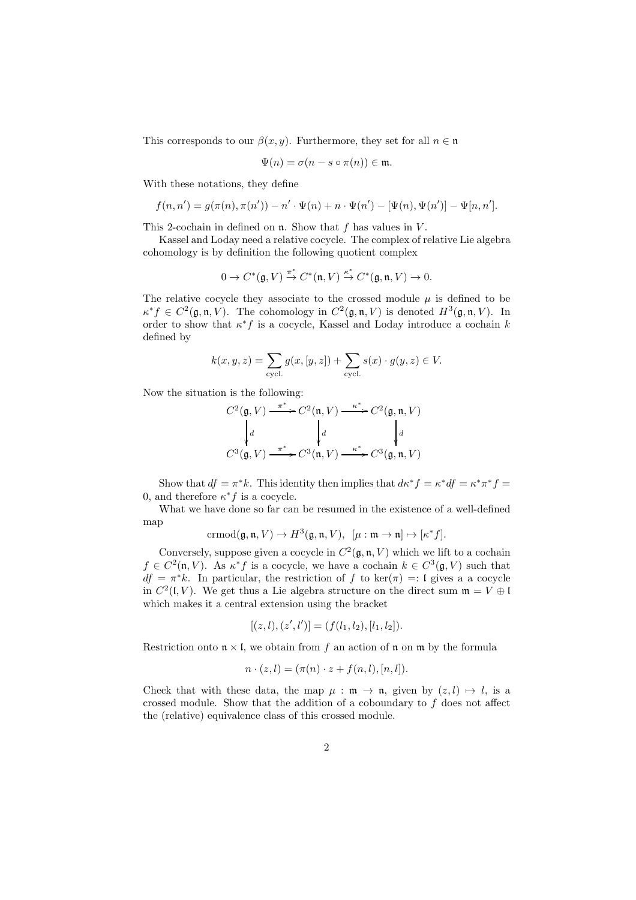This corresponds to our $\beta(x,y)$. Furthermore, they set for all $n \in \mathfrak{n}$

$$\Psi(n) = \sigma(n - s \circ \pi(n)) \in \mathfrak{m}.$$

With these notations, they define

$$f(n,n') = g(\pi(n),\pi(n')) - n' \cdot \Psi(n) + n \cdot \Psi(n') - [\Psi(n),\Psi(n')] - \Psi[n,n'].$$

This 2-cochain in defined on $\mathfrak{n}$. Show that $f$ has values in $V$.

Kassel and Loday need a relative cocycle. The complex of relative Lie algebra cohomology is by definition the following quotient complex

$$0 \to C^*(\mathfrak{g},V) \xrightarrow{\pi^*} C^*(\mathfrak{n},V) \xrightarrow{\kappa^*} C^*(\mathfrak{g},\mathfrak{n},V) \to 0.$$

The relative cocycle they associate to the crossed module $\mu$ is defined to be $\kappa^* f \in C^2(\mathfrak{g},\mathfrak{n},V)$. The cohomology in $C^2(\mathfrak{g},\mathfrak{n},V)$ is denoted $H^3(\mathfrak{g},\mathfrak{n},V)$. In order to show that $\kappa^* f$ is a cocycle, Kassel and Loday introduce a cochain $k$ defined by

$$k(x,y,z) = \sum_{\text{cycl.}} g(x,[y,z]) + \sum_{\text{cycl.}} s(x) \cdot g(y,z) \in V.$$

Now the situation is the following:

$$\begin{array}{ccccc}
C^2(\mathfrak{g},V) & \xrightarrow{\pi^*} & C^2(\mathfrak{n},V) & \xrightarrow{\kappa^*} & C^2(\mathfrak{g},\mathfrak{n},V) \\
\downarrow d & & \downarrow d & & \downarrow d \\
C^3(\mathfrak{g},V) & \xrightarrow{\pi^*} & C^3(\mathfrak{n},V) & \xrightarrow{\kappa^*} & C^3(\mathfrak{g},\mathfrak{n},V)
\end{array}$$

Show that $df = \pi^* k$. This identity then implies that $d\kappa^* f = \kappa^* df = \kappa^* \pi^* f = 0$, and therefore $\kappa^* f$ is a cocycle.

What we have done so far can be resumed in the existence of a well-defined map

$$\mathrm{crmod}(\mathfrak{g},\mathfrak{n},V) \to H^3(\mathfrak{g},\mathfrak{n},V), \;\; [\mu : \mathfrak{m} \to \mathfrak{n}] \mapsto [\kappa^* f].$$

Conversely, suppose given a cocycle in $C^2(\mathfrak{g},\mathfrak{n},V)$ which we lift to a cochain $f \in C^2(\mathfrak{n},V)$. As $\kappa^* f$ is a cocycle, we have a cochain $k \in C^3(\mathfrak{g},V)$ such that $df = \pi^* k$. In particular, the restriction of $f$ to $\ker(\pi) =: \mathfrak{l}$ gives a a cocycle in $C^2(\mathfrak{l},V)$. We get thus a Lie algebra structure on the direct sum $\mathfrak{m} = V \oplus \mathfrak{l}$ which makes it a central extension using the bracket

$$[(z,l),(z',l')] = (f(l_1,l_2),[l_1,l_2]).$$

Restriction onto $\mathfrak{n} \times \mathfrak{l}$, we obtain from $f$ an action of $\mathfrak{n}$ on $\mathfrak{m}$ by the formula

$$n \cdot (z,l) = (\pi(n) \cdot z + f(n,l),[n,l]).$$

Check that with these data, the map $\mu : \mathfrak{m} \to \mathfrak{n}$, given by $(z,l) \mapsto l$, is a crossed module. Show that the addition of a coboundary to $f$ does not affect the (relative) equivalence class of this crossed module.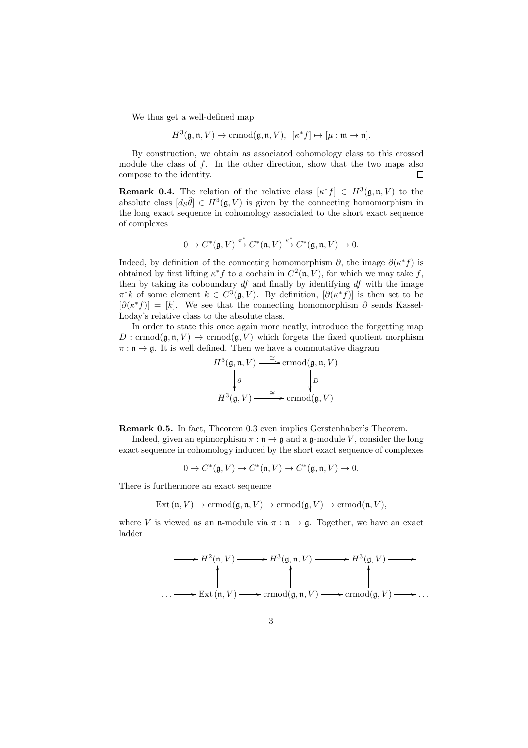We thus get a well-defined map

$$H^3(\mathfrak{g}, \mathfrak{n}, V) \to \mathrm{crmod}(\mathfrak{g}, \mathfrak{n}, V), \;\; [\kappa^* f] \mapsto [\mu : \mathfrak{m} \to \mathfrak{n}].$$

By construction, we obtain as associated cohomology class to this crossed module the class of $f$. In the other direction, show that the two maps also compose to the identity. $\square$

**Remark 0.4.** The relation of the relative class $[\kappa^* f] \in H^3(\mathfrak{g}, \mathfrak{n}, V)$ to the absolute class $[d_S \tilde{\theta}] \in H^3(\mathfrak{g}, V)$ is given by the connecting homomorphism in the long exact sequence in cohomology associated to the short exact sequence of complexes

$$0 \to C^*(\mathfrak{g}, V) \stackrel{\pi^*}{\to} C^*(\mathfrak{n}, V) \stackrel{\kappa^*}{\to} C^*(\mathfrak{g}, \mathfrak{n}, V) \to 0.$$

Indeed, by definition of the connecting homomorphism $\partial$, the image $\partial(\kappa^* f)$ is obtained by first lifting $\kappa^* f$ to a cochain in $C^2(\mathfrak{n}, V)$, for which we may take $f$, then by taking its coboundary $df$ and finally by identifying $df$ with the image $\pi^* k$ of some element $k \in C^3(\mathfrak{g}, V)$. By definition, $[\partial(\kappa^* f)]$ is then set to be $[\partial(\kappa^* f)] = [k]$. We see that the connecting homomorphism $\partial$ sends Kassel-Loday's relative class to the absolute class.

In order to state this once again more neatly, introduce the forgetting map $D : \mathrm{crmod}(\mathfrak{g}, \mathfrak{n}, V) \to \mathrm{crmod}(\mathfrak{g}, V)$ which forgets the fixed quotient morphism $\pi : \mathfrak{n} \to \mathfrak{g}$. It is well defined. Then we have a commutative diagram

$$\begin{array}{ccc} H^3(\mathfrak{g}, \mathfrak{n}, V) & \xrightarrow{\cong} & \mathrm{crmod}(\mathfrak{g}, \mathfrak{n}, V) \\ \downarrow \partial & & \downarrow D \\ H^3(\mathfrak{g}, V) & \xrightarrow{\cong} & \mathrm{crmod}(\mathfrak{g}, V) \end{array}$$

**Remark 0.5.** In fact, Theorem 0.3 even implies Gerstenhaber's Theorem.

Indeed, given an epimorphism $\pi : \mathfrak{n} \to \mathfrak{g}$ and a $\mathfrak{g}$-module $V$, consider the long exact sequence in cohomology induced by the short exact sequence of complexes

$$0 \to C^*(\mathfrak{g}, V) \to C^*(\mathfrak{n}, V) \to C^*(\mathfrak{g}, \mathfrak{n}, V) \to 0.$$

There is furthermore an exact sequence

$$\mathrm{Ext}\,(\mathfrak{n}, V) \to \mathrm{crmod}(\mathfrak{g}, \mathfrak{n}, V) \to \mathrm{crmod}(\mathfrak{g}, V) \to \mathrm{crmod}(\mathfrak{n}, V),$$

where $V$ is viewed as an $\mathfrak{n}$-module via $\pi : \mathfrak{n} \to \mathfrak{g}$. Together, we have an exact ladder

$$\begin{array}{ccccccccc} \ldots & \to & H^2(\mathfrak{n}, V) & \to & H^3(\mathfrak{g}, \mathfrak{n}, V) & \to & H^3(\mathfrak{g}, V) & \to & \ldots \\ & & \uparrow & & \uparrow & & \uparrow & & \\ \ldots & \to & \mathrm{Ext}\,(\mathfrak{n}, V) & \to & \mathrm{crmod}(\mathfrak{g}, \mathfrak{n}, V) & \to & \mathrm{crmod}(\mathfrak{g}, V) & \to & \ldots \end{array}$$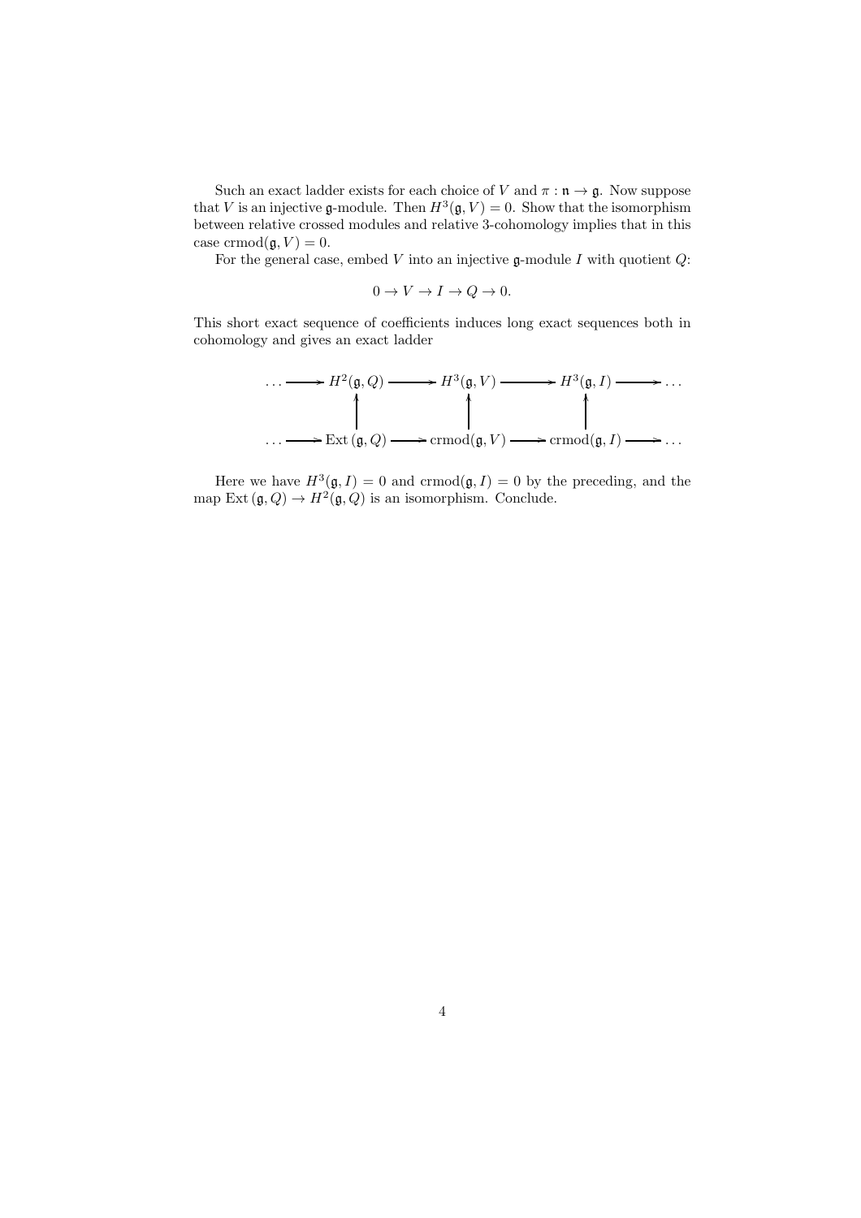Such an exact ladder exists for each choice of $V$ and $\pi : \mathfrak{n} \to \mathfrak{g}$. Now suppose that $V$ is an injective $\mathfrak{g}$-module. Then $H^3(\mathfrak{g}, V) = 0$. Show that the isomorphism between relative crossed modules and relative 3-cohomology implies that in this case $\mathrm{crmod}(\mathfrak{g}, V) = 0$.

For the general case, embed $V$ into an injective $\mathfrak{g}$-module $I$ with quotient $Q$:

$$0 \to V \to I \to Q \to 0.$$

This short exact sequence of coefficients induces long exact sequences both in cohomology and gives an exact ladder

$$\begin{array}{ccccccccc}
\cdots & \longrightarrow & H^2(\mathfrak{g}, Q) & \longrightarrow & H^3(\mathfrak{g}, V) & \longrightarrow & H^3(\mathfrak{g}, I) & \longrightarrow & \cdots \\
 & & \uparrow & & \uparrow & & \uparrow & & \\
\cdots & \longrightarrow & \mathrm{Ext}\,(\mathfrak{g}, Q) & \longrightarrow & \mathrm{crmod}(\mathfrak{g}, V) & \longrightarrow & \mathrm{crmod}(\mathfrak{g}, I) & \longrightarrow & \cdots
\end{array}$$

Here we have $H^3(\mathfrak{g}, I) = 0$ and $\mathrm{crmod}(\mathfrak{g}, I) = 0$ by the preceding, and the map $\mathrm{Ext}\,(\mathfrak{g}, Q) \to H^2(\mathfrak{g}, Q)$ is an isomorphism. Conclude.